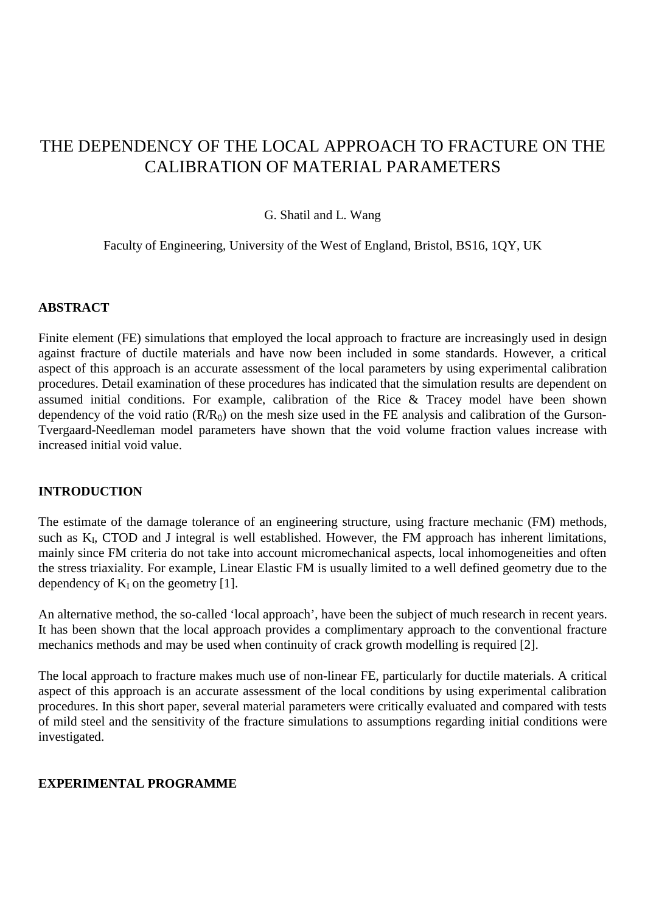# THE DEPENDENCY OF THE LOCAL APPROACH TO FRACTURE ON THE CALIBRATION OF MATERIAL PARAMETERS

G. Shatil and L. Wang

Faculty of Engineering, University of the West of England, Bristol, BS16, 1QY, UK

## ABSTRACT

Finite element (FE) simulations that employed the local approach to fracture are increasingly used in design against fracture of ductile materials and have now been included in some standards. However, a critical aspect of this approach is an accurate assessment of the local parameters by using experimental calibration procedures. Detail examination of these procedures has indicated that the simulation results are dependent on assumed initial conditions. For example, calibration of the Rice & Tracey model have been shown dependency of the void ratio ($R/R_0$) on the mesh size used in the FE analysis and calibration of the Gurson-Tvergaard-Needleman model parameters have shown that the void volume fraction values increase with increased initial void value.

## INTRODUCTION

The estimate of the damage tolerance of an engineering structure, using fracture mechanic (FM) methods, such as $K_I$, CTOD and J integral is well established. However, the FM approach has inherent limitations, mainly since FM criteria do not take into account micromechanical aspects, local inhomogeneities and often the stress triaxiality. For example, Linear Elastic FM is usually limited to a well defined geometry due to the dependency of $K_I$ on the geometry [1].

An alternative method, the so-called 'local approach', have been the subject of much research in recent years. It has been shown that the local approach provides a complimentary approach to the conventional fracture mechanics methods and may be used when continuity of crack growth modelling is required [2].

The local approach to fracture makes much use of non-linear FE, particularly for ductile materials. A critical aspect of this approach is an accurate assessment of the local conditions by using experimental calibration procedures. In this short paper, several material parameters were critically evaluated and compared with tests of mild steel and the sensitivity of the fracture simulations to assumptions regarding initial conditions were investigated.

## EXPERIMENTAL PROGRAMME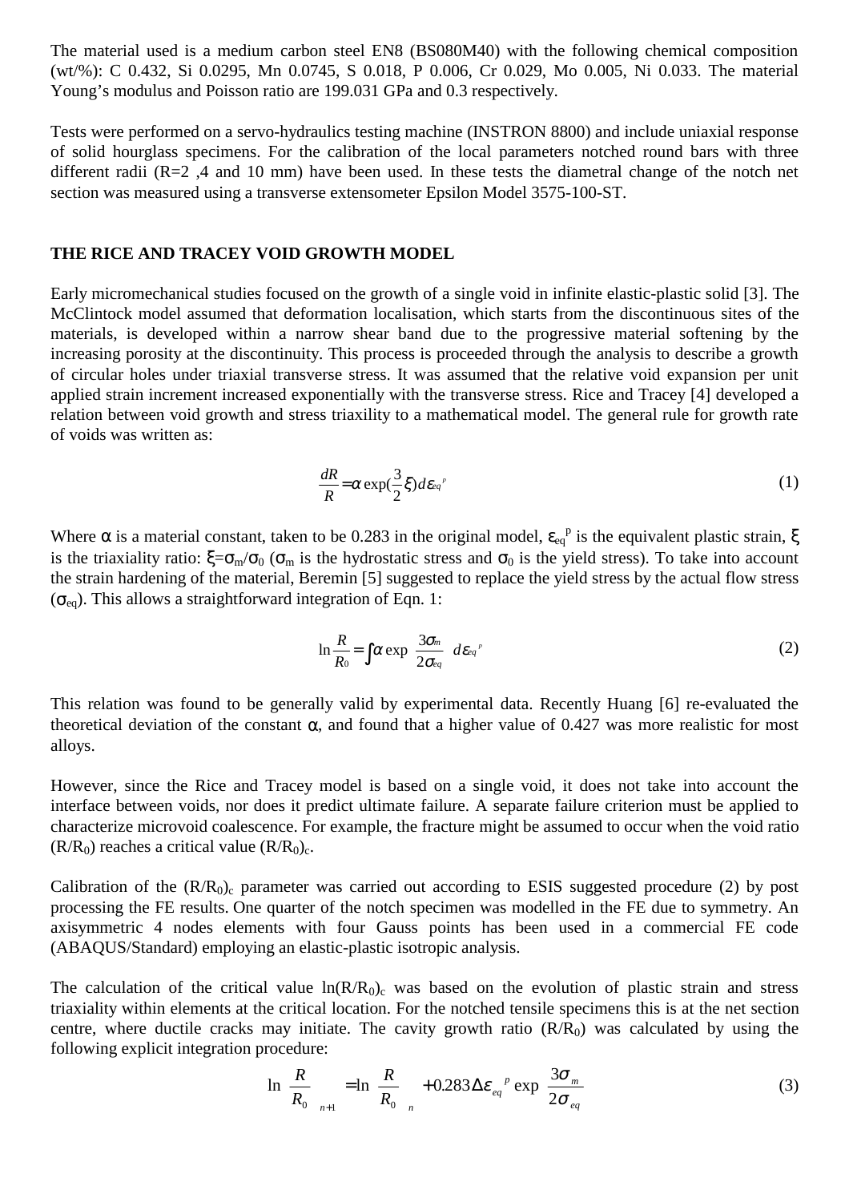The material used is a medium carbon steel EN8 (BS080M40) with the following chemical composition (wt/%): C 0.432, Si 0.0295, Mn 0.0745, S 0.018, P 0.006, Cr 0.029, Mo 0.005, Ni 0.033. The material Young's modulus and Poisson ratio are 199.031 GPa and 0.3 respectively.

Tests were performed on a servo-hydraulics testing machine (INSTRON 8800) and include uniaxial response of solid hourglass specimens. For the calibration of the local parameters notched round bars with three different radii (R=2 ,4 and 10 mm) have been used. In these tests the diametral change of the notch net section was measured using a transverse extensometer Epsilon Model 3575-100-ST.

## THE RICE AND TRACEY VOID GROWTH MODEL

Early micromechanical studies focused on the growth of a single void in infinite elastic-plastic solid [3]. The McClintock model assumed that deformation localisation, which starts from the discontinuous sites of the materials, is developed within a narrow shear band due to the progressive material softening by the increasing porosity at the discontinuity. This process is proceeded through the analysis to describe a growth of circular holes under triaxial transverse stress. It was assumed that the relative void expansion per unit applied strain increment increased exponentially with the transverse stress. Rice and Tracey [4] developed a relation between void growth and stress triaxility to a mathematical model. The general rule for growth rate of voids was written as:

$$\frac{dR}{R} = \alpha \exp\left(\frac{3}{2}\xi\right) d\varepsilon_{eq}^{p} \tag{1}$$

Where $\alpha$ is a material constant, taken to be 0.283 in the original model, $\varepsilon_{eq}^{p}$ is the equivalent plastic strain, $\xi$ is the triaxiality ratio: $\xi=\sigma_m/\sigma_0$ ($\sigma_m$ is the hydrostatic stress and $\sigma_0$ is the yield stress). To take into account the strain hardening of the material, Beremin [5] suggested to replace the yield stress by the actual flow stress ($\sigma_{eq}$). This allows a straightforward integration of Eqn. 1:

$$\ln\frac{R}{R_0} = \int \alpha \exp\left(\frac{3\sigma_m}{2\sigma_{eq}}\right) d\varepsilon_{eq}^{p} \tag{2}$$

This relation was found to be generally valid by experimental data. Recently Huang [6] re-evaluated the theoretical deviation of the constant $\alpha$, and found that a higher value of 0.427 was more realistic for most alloys.

However, since the Rice and Tracey model is based on a single void, it does not take into account the interface between voids, nor does it predict ultimate failure. A separate failure criterion must be applied to characterize microvoid coalescence. For example, the fracture might be assumed to occur when the void ratio ($R/R_0$) reaches a critical value $(R/R_0)_c$.

Calibration of the $(R/R_0)_c$ parameter was carried out according to ESIS suggested procedure (2) by post processing the FE results. One quarter of the notch specimen was modelled in the FE due to symmetry. An axisymmetric 4 nodes elements with four Gauss points has been used in a commercial FE code (ABAQUS/Standard) employing an elastic-plastic isotropic analysis.

The calculation of the critical value $\ln(R/R_0)_c$ was based on the evolution of plastic strain and stress triaxiality within elements at the critical location. For the notched tensile specimens this is at the net section centre, where ductile cracks may initiate. The cavity growth ratio ($R/R_0$) was calculated by using the following explicit integration procedure:

$$\ln\left(\frac{R}{R_0}\right)_{n+1} = \ln\left(\frac{R}{R_0}\right)_{n} + 0.283\,\Delta\varepsilon_{eq}^{\,p} \exp\left(\frac{3\sigma_m}{2\sigma_{eq}}\right) \tag{3}$$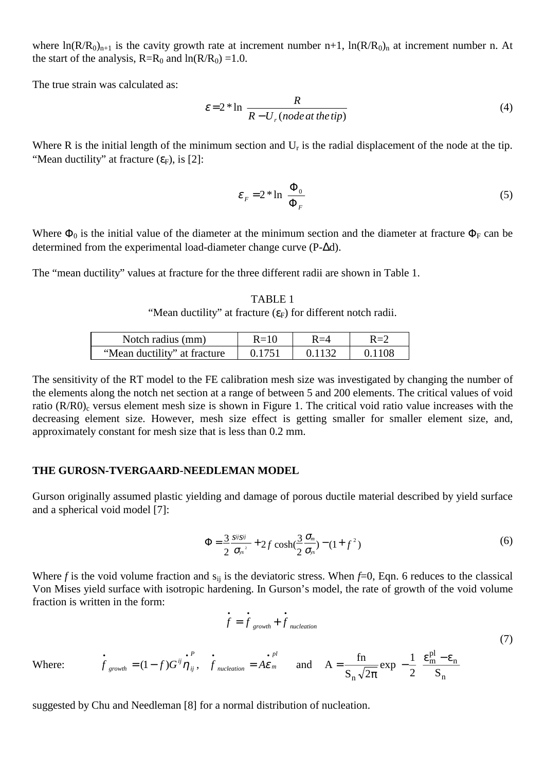where $\ln(R/R_0)_{n+1}$ is the cavity growth rate at increment number n+1, $\ln(R/R_0)_n$ at increment number n. At the start of the analysis, $R=R_0$ and $\ln(R/R_0)=1.0$.

The true strain was calculated as:

$$\varepsilon = 2 * \ln \left( \frac{R}{R - U_r\,(node\,at\,the\,tip)} \right) \tag{4}$$

Where R is the initial length of the minimum section and $U_r$ is the radial displacement of the node at the tip. "Mean ductility" at fracture ($\varepsilon_F$), is [2]:

$$\varepsilon_F = 2 * \ln \left( \frac{\Phi_0}{\Phi_F} \right) \tag{5}$$

Where $\Phi_0$ is the initial value of the diameter at the minimum section and the diameter at fracture $\Phi_F$ can be determined from the experimental load-diameter change curve (P-$\Delta$d).

The "mean ductility" values at fracture for the three different radii are shown in Table 1.

TABLE 1
"Mean ductility" at fracture ($\varepsilon_F$) for different notch radii.

| Notch radius (mm) | R=10 | R=4 | R=2 |
|---|---|---|---|
| "Mean ductility" at fracture | 0.1751 | 0.1132 | 0.1108 |

The sensitivity of the RT model to the FE calibration mesh size was investigated by changing the number of the elements along the notch net section at a range of between 5 and 200 elements. The critical values of void ratio $(R/R0)_c$ versus element mesh size is shown in Figure 1. The critical void ratio value increases with the decreasing element size. However, mesh size effect is getting smaller for smaller element size, and, approximately constant for mesh size that is less than 0.2 mm.

## THE GUROSN-TVERGAARD-NEEDLEMAN MODEL

Gurson originally assumed plastic yielding and damage of porous ductile material described by yield surface and a spherical void model [7]:

$$\Phi = \frac{3}{2}\frac{s_{ij}s^{ij}}{\sigma_{ys}^2} + 2f\cosh\left(\frac{3}{2}\frac{\sigma_m}{\sigma_{ys}}\right) - (1 + f^2) \tag{6}$$

Where $f$ is the void volume fraction and $s_{ij}$ is the deviatoric stress. When $f$=0, Eqn. 6 reduces to the classical Von Mises yield surface with isotropic hardening. In Gurson's model, the rate of growth of the void volume fraction is written in the form:

$$\dot{f} = \dot{f}_{growth} + \dot{f}_{nucleation} \tag{7}$$

Where: $\dot{f}_{growth} = (1-f)G^{ij}\dot{\eta}^{P}_{ij}$, $\dot{f}_{nucleation} = A\dot{\varepsilon}^{pl}_m$ and $A = \frac{fn}{S_n\sqrt{2\pi}}\exp\left[-\frac{1}{2}\left(\frac{\varepsilon^{pl}_m - \varepsilon_n}{S_n}\right)\right]$

suggested by Chu and Needleman [8] for a normal distribution of nucleation.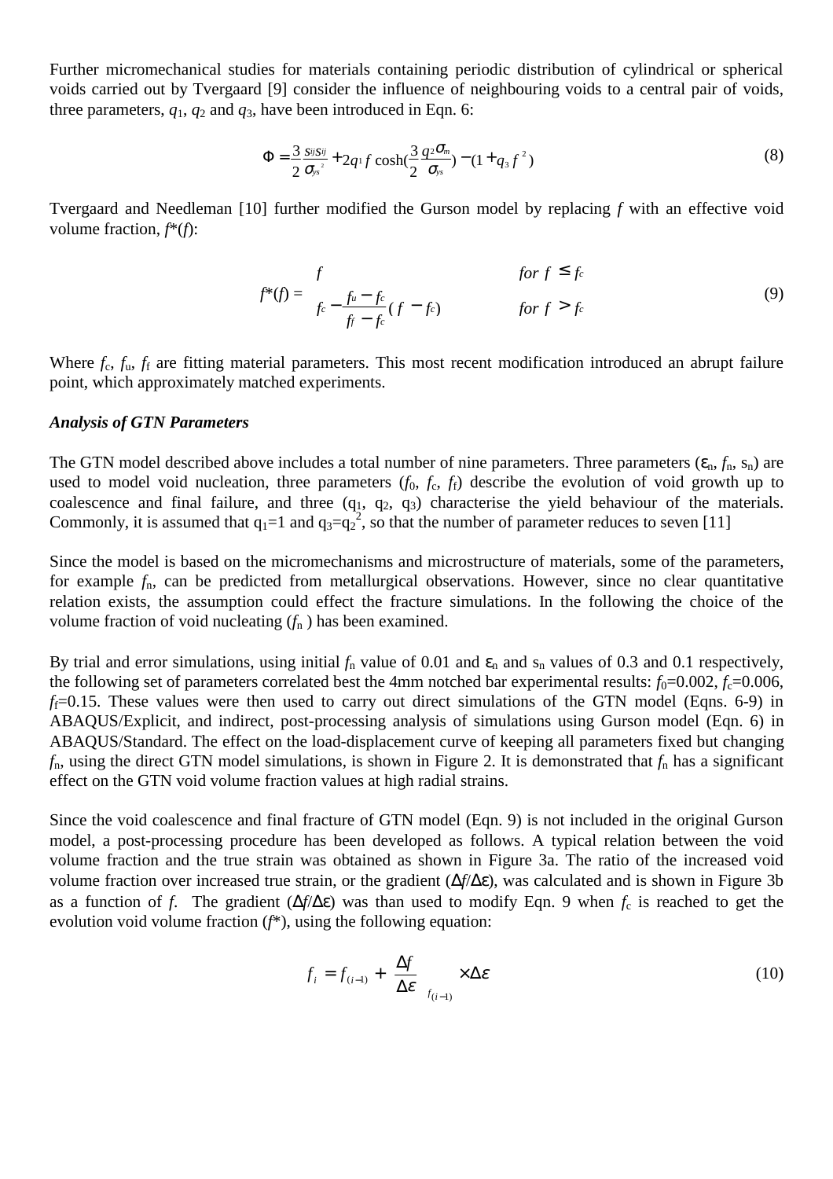Further micromechanical studies for materials containing periodic distribution of cylindrical or spherical voids carried out by Tvergaard [9] consider the influence of neighbouring voids to a central pair of voids, three parameters, $q_1$, $q_2$ and $q_3$, have been introduced in Eqn. 6:

$$\Phi = \frac{3}{2}\frac{s_{ij}s_{ij}}{\sigma_{ys}^{2}} + 2q_1 f \cosh\left(\frac{3}{2}\frac{q_2\sigma_m}{\sigma_{ys}}\right) - (1 + q_3 f^{2}) \tag{8}$$

Tvergaard and Needleman [10] further modified the Gurson model by replacing $f$ with an effective void volume fraction, $f^*(f)$:

$$f^*(f) = \begin{cases} f & \text{for } f \le f_c \\ f_c - \dfrac{f_u - f_c}{f_f - f_c}(f - f_c) & \text{for } f > f_c \end{cases} \tag{9}$$

Where $f_c$, $f_u$, $f_f$ are fitting material parameters. This most recent modification introduced an abrupt failure point, which approximately matched experiments.

***Analysis of GTN Parameters***

The GTN model described above includes a total number of nine parameters. Three parameters ($\varepsilon_n$, $f_n$, $s_n$) are used to model void nucleation, three parameters ($f_0$, $f_c$, $f_f$) describe the evolution of void growth up to coalescence and final failure, and three ($q_1$, $q_2$, $q_3$) characterise the yield behaviour of the materials. Commonly, it is assumed that $q_1=1$ and $q_3=q_2^2$, so that the number of parameter reduces to seven [11]

Since the model is based on the micromechanisms and microstructure of materials, some of the parameters, for example $f_n$, can be predicted from metallurgical observations. However, since no clear quantitative relation exists, the assumption could effect the fracture simulations. In the following the choice of the volume fraction of void nucleating ($f_n$ ) has been examined.

By trial and error simulations, using initial $f_n$ value of 0.01 and $\varepsilon_n$ and $s_n$ values of 0.3 and 0.1 respectively, the following set of parameters correlated best the 4mm notched bar experimental results: $f_0=0.002$, $f_c=0.006$, $f_f=0.15$. These values were then used to carry out direct simulations of the GTN model (Eqns. 6-9) in ABAQUS/Explicit, and indirect, post-processing analysis of simulations using Gurson model (Eqn. 6) in ABAQUS/Standard. The effect on the load-displacement curve of keeping all parameters fixed but changing $f_n$, using the direct GTN model simulations, is shown in Figure 2. It is demonstrated that $f_n$ has a significant effect on the GTN void volume fraction values at high radial strains.

Since the void coalescence and final fracture of GTN model (Eqn. 9) is not included in the original Gurson model, a post-processing procedure has been developed as follows. A typical relation between the void volume fraction and the true strain was obtained as shown in Figure 3a. The ratio of the increased void volume fraction over increased true strain, or the gradient ($\Delta f/\Delta\varepsilon$), was calculated and is shown in Figure 3b as a function of $f$. The gradient ($\Delta f/\Delta\varepsilon$) was than used to modify Eqn. 9 when $f_c$ is reached to get the evolution void volume fraction ($f^*$), using the following equation:

$$f_i = f_{(i-1)} + \left.\frac{\Delta f}{\Delta\varepsilon}\right|_{f_{(i-1)}} \times \Delta\varepsilon \tag{10}$$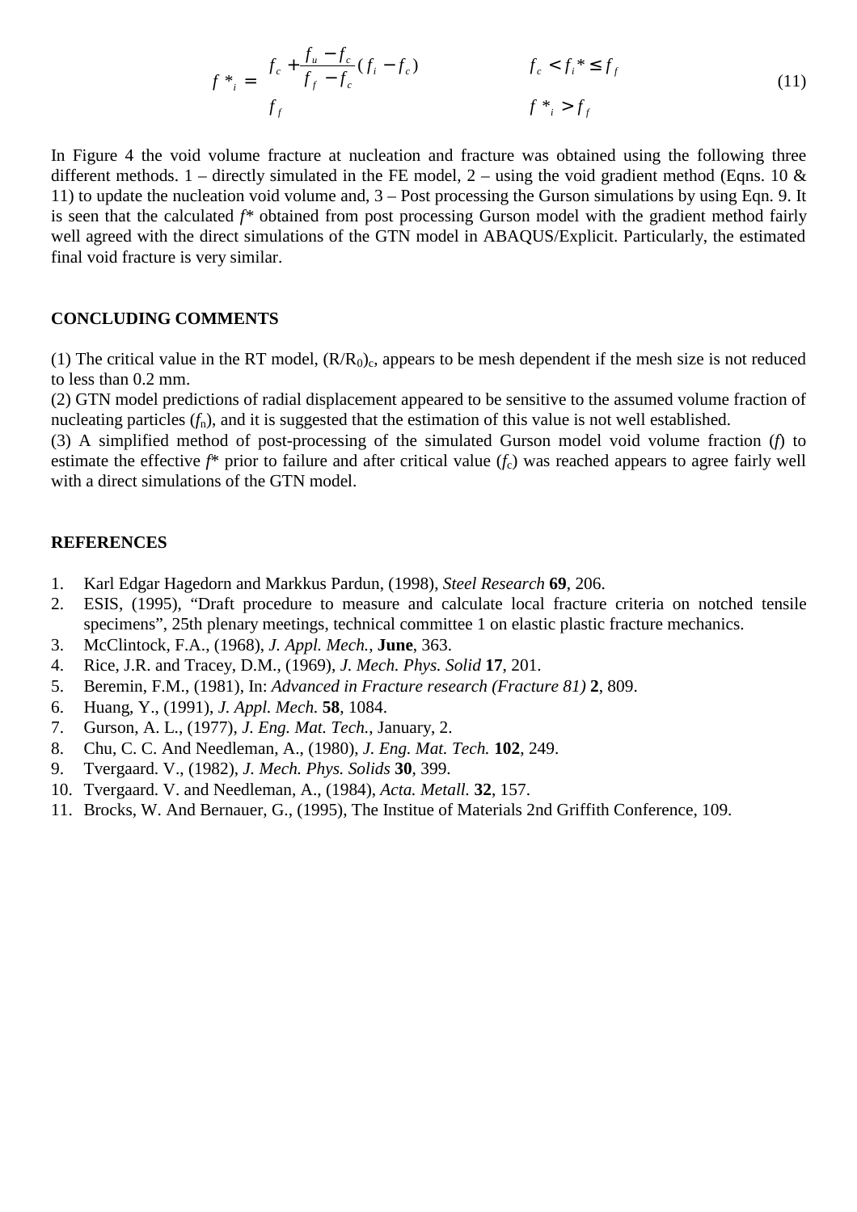$$f^*_i = \begin{cases} f_c + \dfrac{f_u - f_c}{f_f - f_c}(f_i - f_c) & f_c < f_i^* \le f_f \\ f_f & f^*_i > f_f \end{cases} \tag{11}$$

In Figure 4 the void volume fracture at nucleation and fracture was obtained using the following three different methods. 1 – directly simulated in the FE model, 2 – using the void gradient method (Eqns. 10 & 11) to update the nucleation void volume and, 3 – Post processing the Gurson simulations by using Eqn. 9. It is seen that the calculated $f^*$ obtained from post processing Gurson model with the gradient method fairly well agreed with the direct simulations of the GTN model in ABAQUS/Explicit. Particularly, the estimated final void fracture is very similar.

## CONCLUDING COMMENTS

(1) The critical value in the RT model, $(R/R_0)_c$, appears to be mesh dependent if the mesh size is not reduced to less than 0.2 mm.
(2) GTN model predictions of radial displacement appeared to be sensitive to the assumed volume fraction of nucleating particles ($f_n$), and it is suggested that the estimation of this value is not well established.
(3) A simplified method of post-processing of the simulated Gurson model void volume fraction ($f$) to estimate the effective $f^*$ prior to failure and after critical value ($f_c$) was reached appears to agree fairly well with a direct simulations of the GTN model.

## REFERENCES

1. Karl Edgar Hagedorn and Markkus Pardun, (1998), *Steel Research* **69**, 206.
2. ESIS, (1995), "Draft procedure to measure and calculate local fracture criteria on notched tensile specimens", 25th plenary meetings, technical committee 1 on elastic plastic fracture mechanics.
3. McClintock, F.A., (1968), *J. Appl. Mech.*, **June**, 363.
4. Rice, J.R. and Tracey, D.M., (1969), *J. Mech. Phys. Solid* **17**, 201.
5. Beremin, F.M., (1981), In: *Advanced in Fracture research (Fracture 81)* **2**, 809.
6. Huang, Y., (1991), *J. Appl. Mech.* **58**, 1084.
7. Gurson, A. L., (1977), *J. Eng. Mat. Tech.*, January, 2.
8. Chu, C. C. And Needleman, A., (1980), *J. Eng. Mat. Tech.* **102**, 249.
9. Tvergaard. V., (1982), *J. Mech. Phys. Solids* **30**, 399.
10. Tvergaard. V. and Needleman, A., (1984), *Acta. Metall.* **32**, 157.
11. Brocks, W. And Bernauer, G., (1995), The Institue of Materials 2nd Griffith Conference, 109.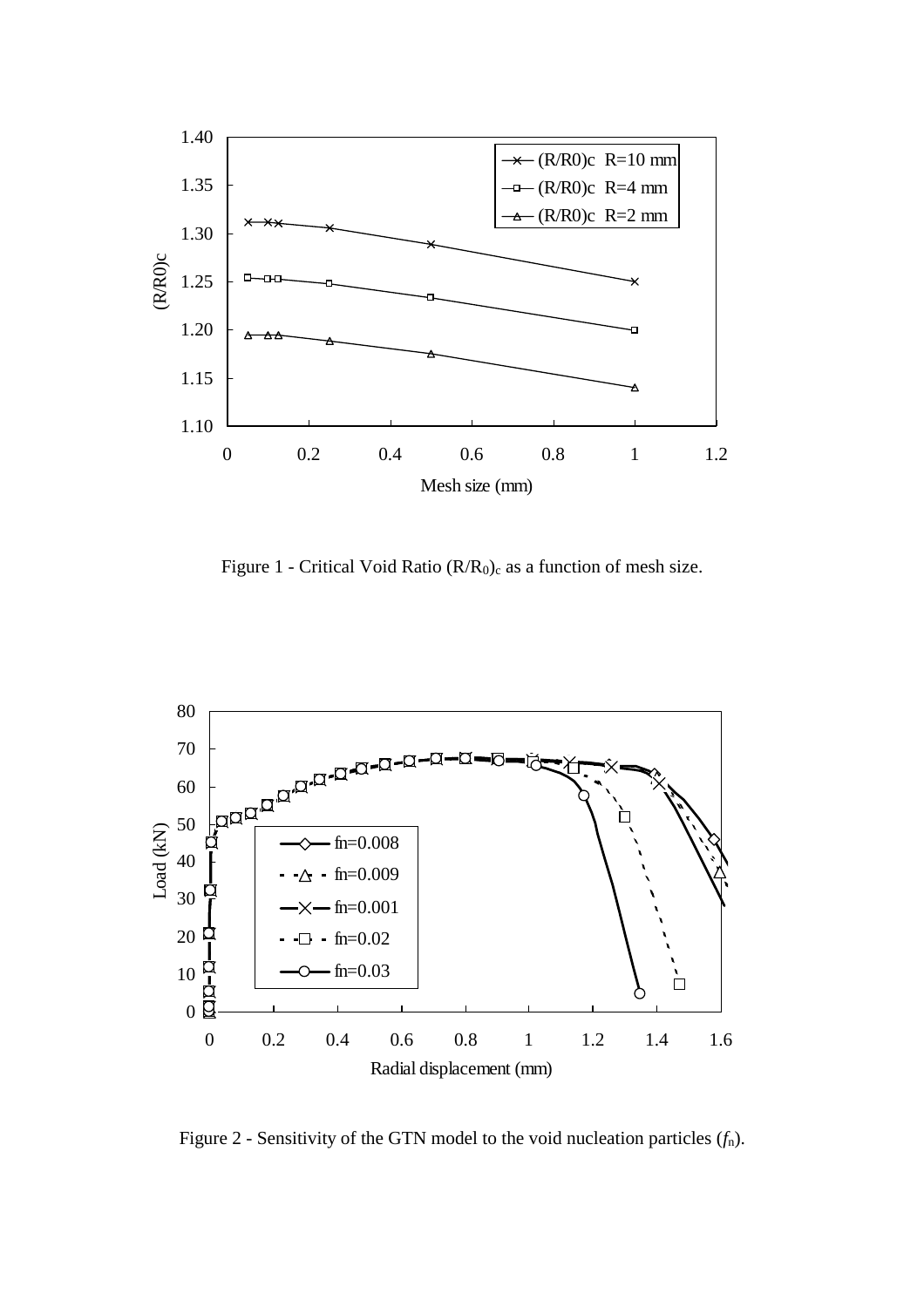Figure 1 - Critical Void Ratio $(R/R_0)_c$ as a function of mesh size.

Figure 2 - Sensitivity of the GTN model to the void nucleation particles ($f_n$).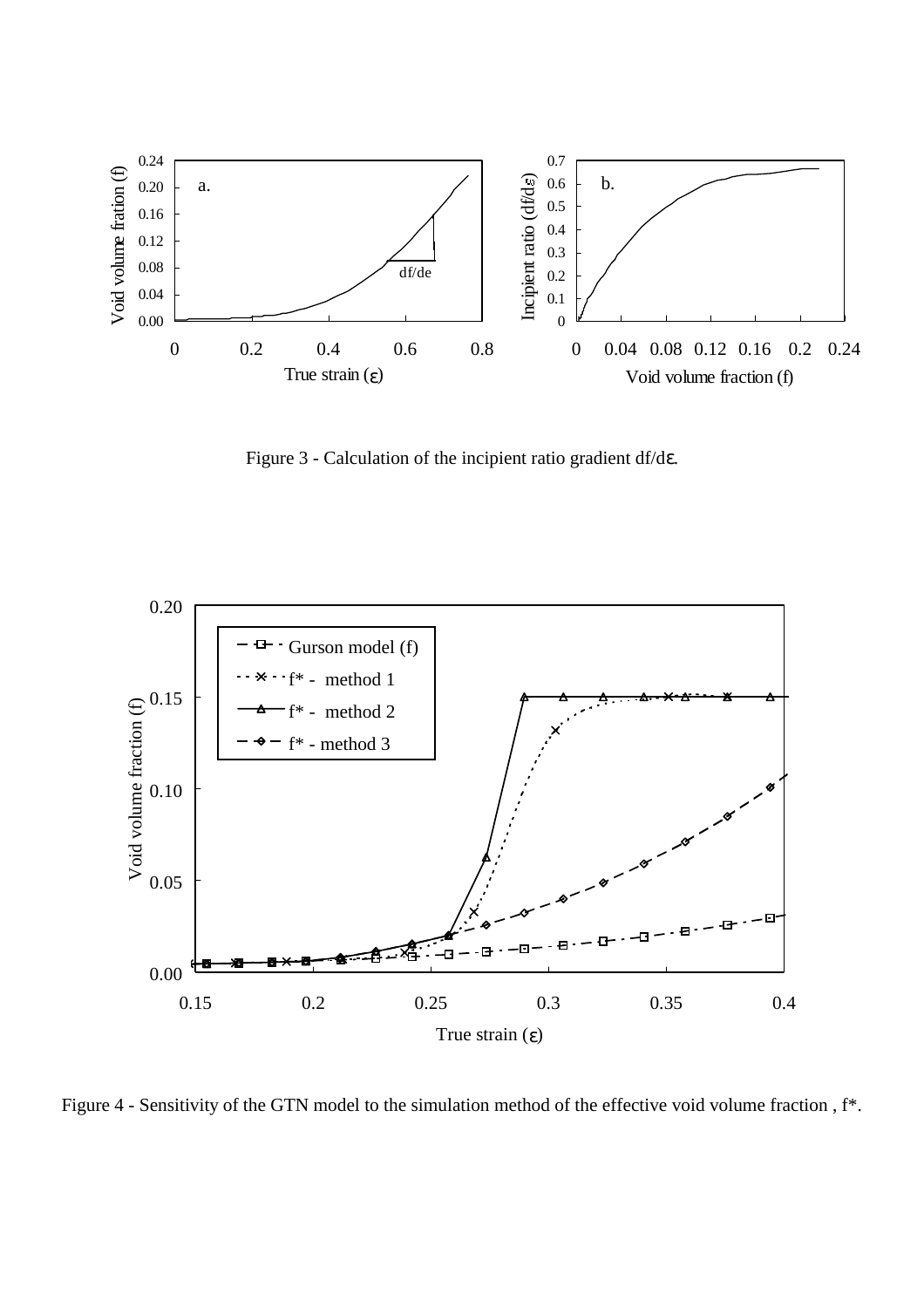a.

Void volume fration (f)

0.24
0.20
0.16
0.12
0.08
0.04
0.00

0
0.2
0.4
0.6
0.8

True strain (ε)

df/de

b.

Incipient ratio (df/dε)

0.7
0.6
0.5
0.4
0.3
0.2
0.1
0

0
0.04
0.08
0.12
0.16
0.2
0.24

Void volume fraction (f)

Figure 3 - Calculation of the incipient ratio gradient df/dε.

Void volume fraction (f)

0.20
0.15
0.10
0.05
0.00

0.15
0.2
0.25
0.3
0.35
0.4

True strain (ε)

Gurson model (f)

f* - method 1

f* - method 2

f* - method 3

Figure 4 - Sensitivity of the GTN model to the simulation method of the effective void volume fraction , f*.